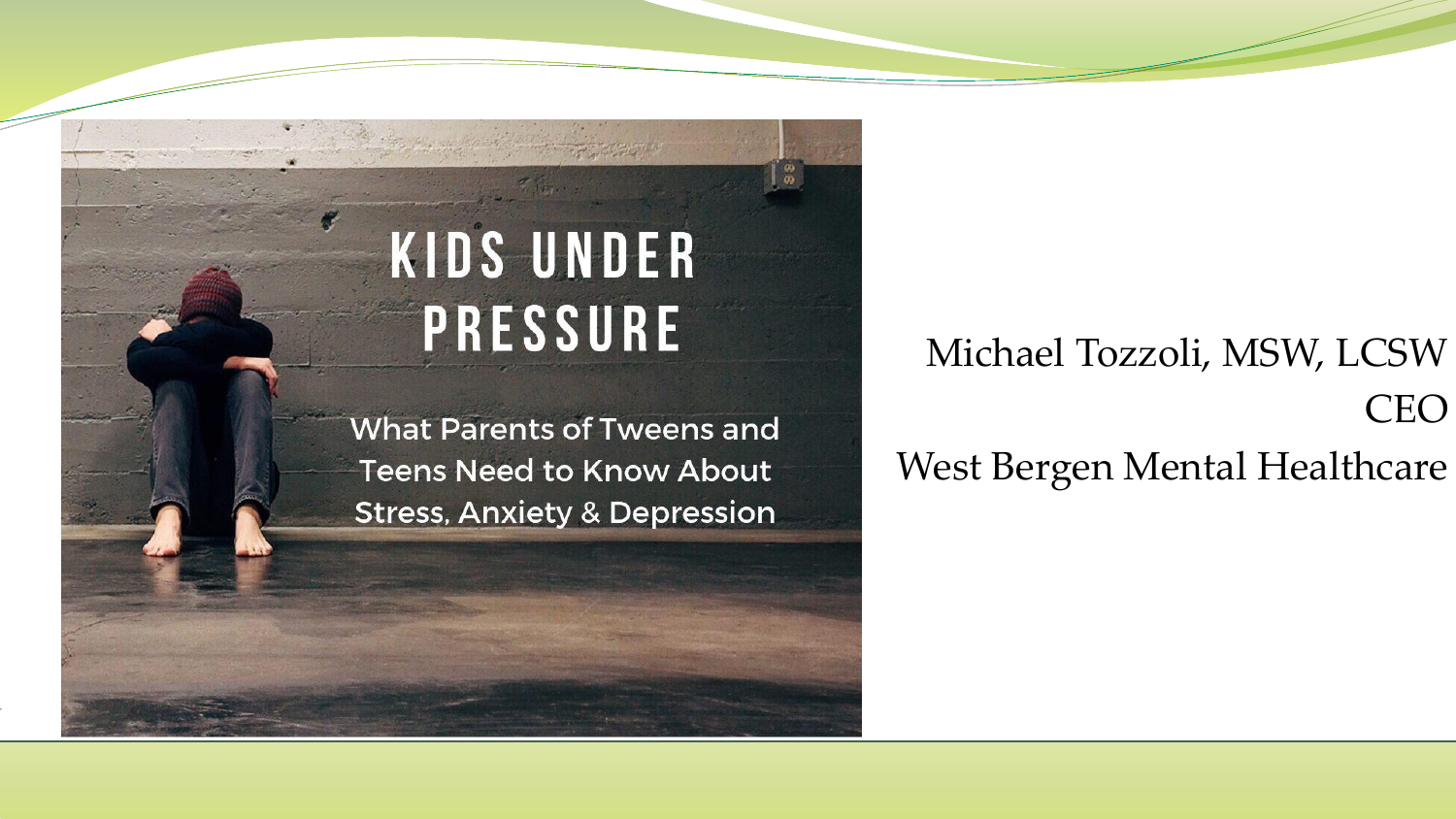# KIDS UNDER PRESSURE

What Parents of Tweens and Teens Need to Know About Stress, Anxiety & Depression

Michael Tozzoli, MSW, LCSW
CEO
West Bergen Mental Healthcare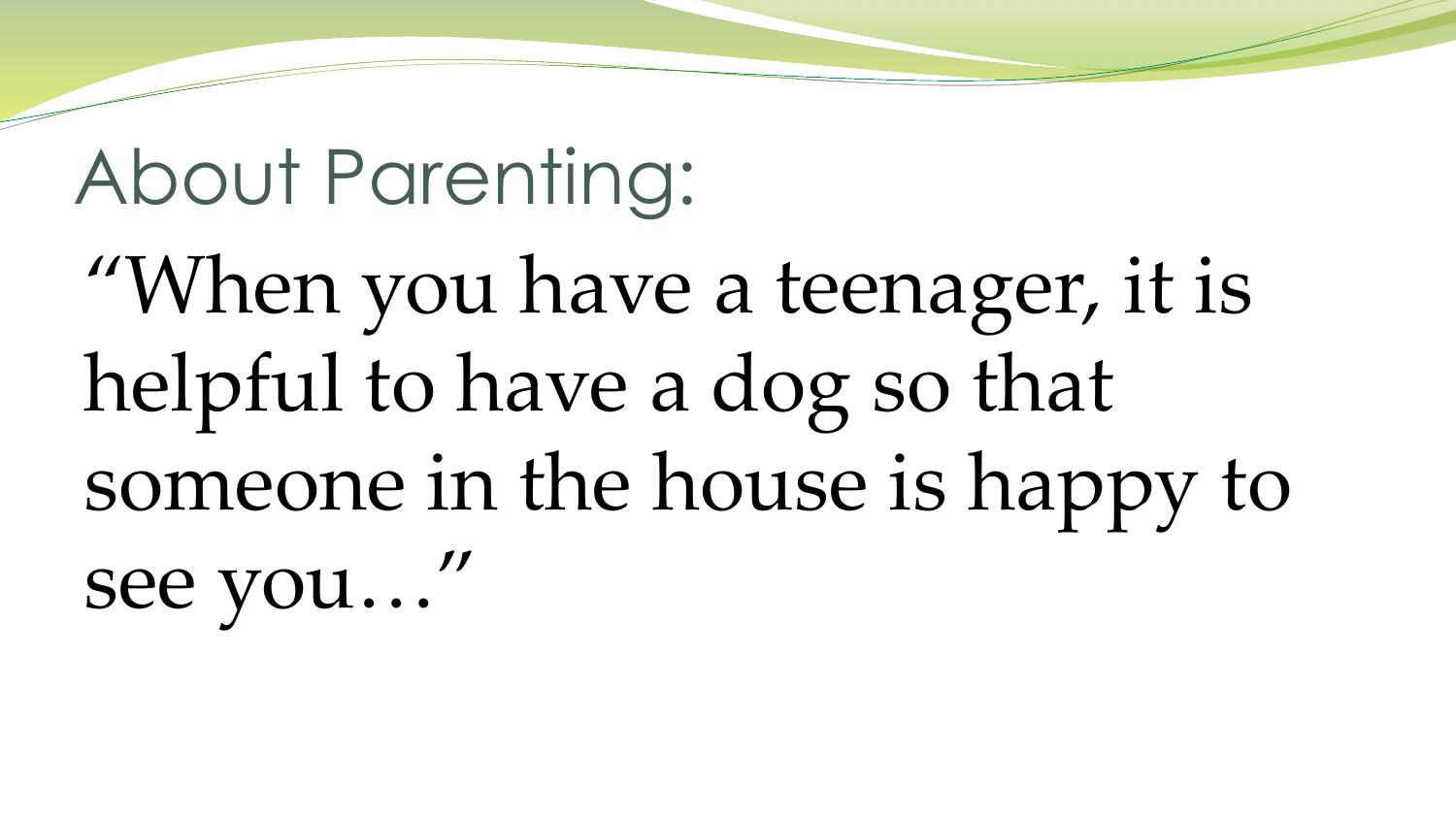# About Parenting:

"When you have a teenager, it is helpful to have a dog so that someone in the house is happy to see you…"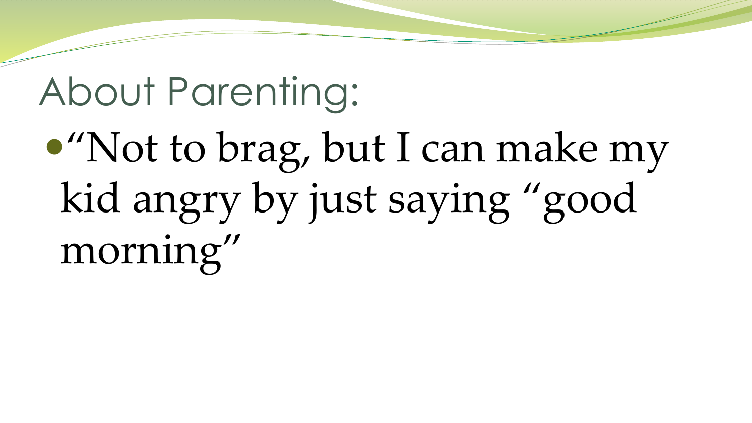# About Parenting:

- "Not to brag, but I can make my kid angry by just saying "good morning"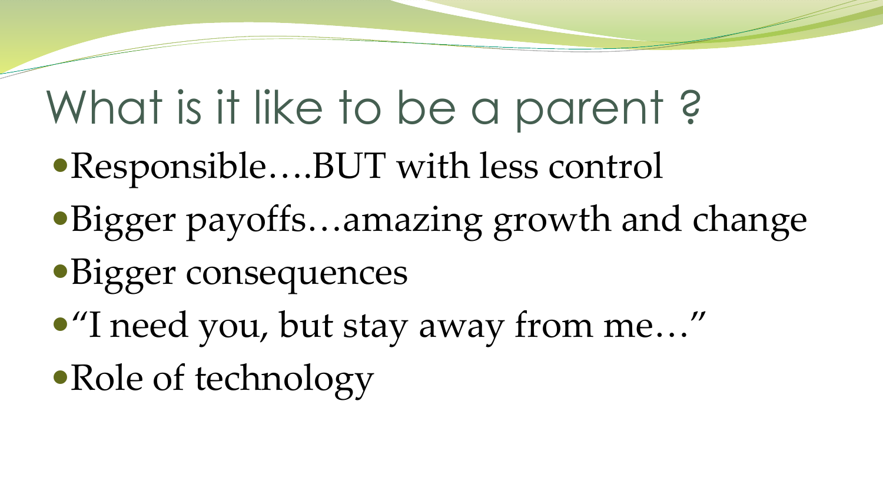# What is it like to be a parent ?

- Responsible….BUT with less control
- Bigger payoffs…amazing growth and change
- Bigger consequences
- "I need you, but stay away from me…"
- Role of technology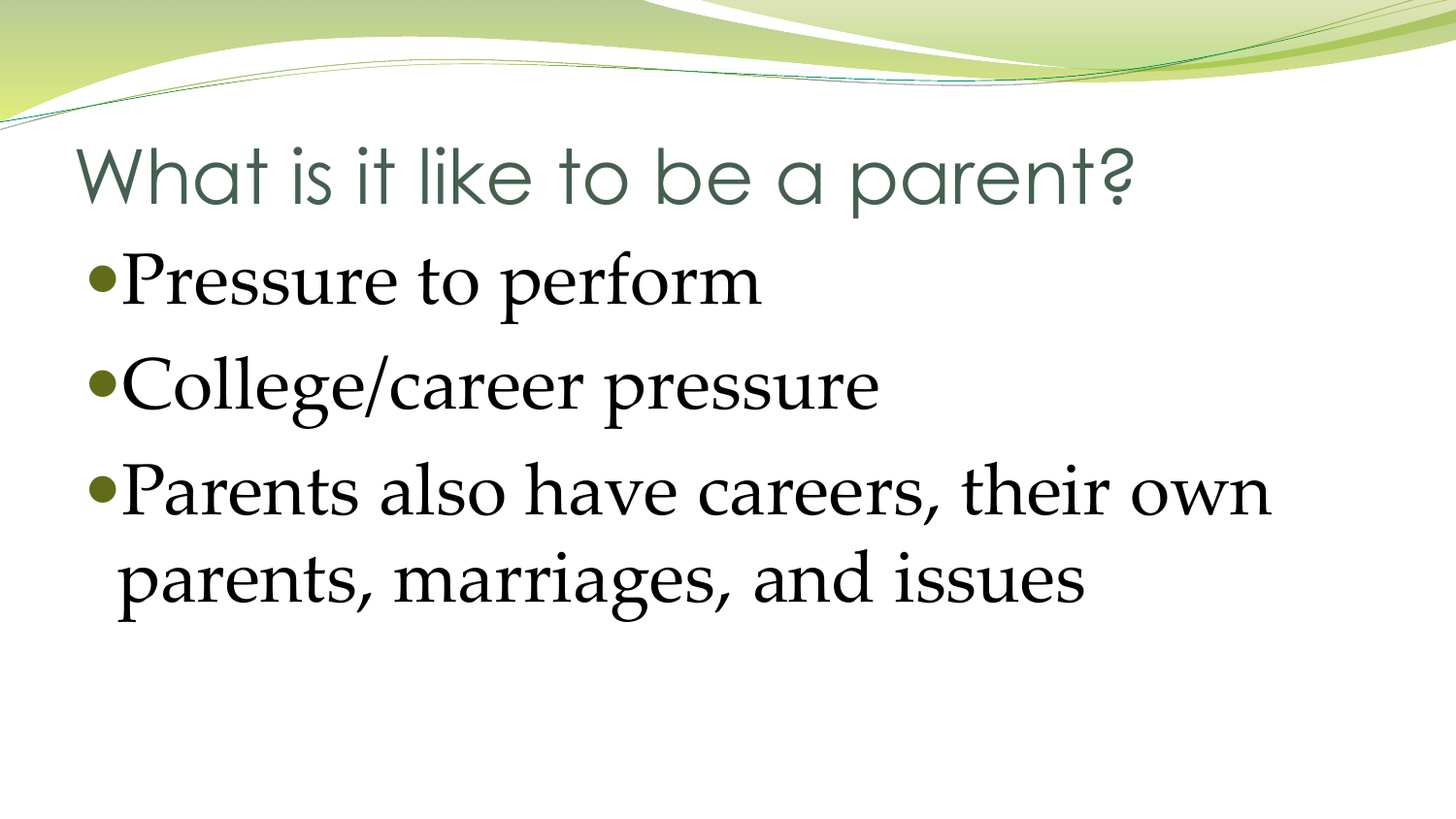# What is it like to be a parent?

- Pressure to perform
- College/career pressure
- Parents also have careers, their own parents, marriages, and issues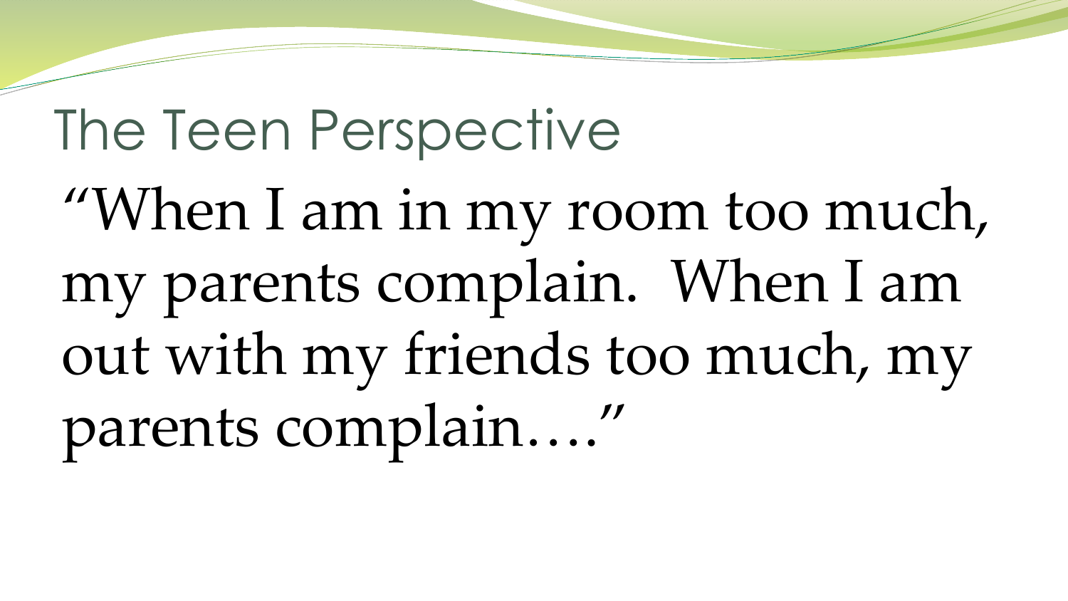# The Teen Perspective

"When I am in my room too much, my parents complain. When I am out with my friends too much, my parents complain…."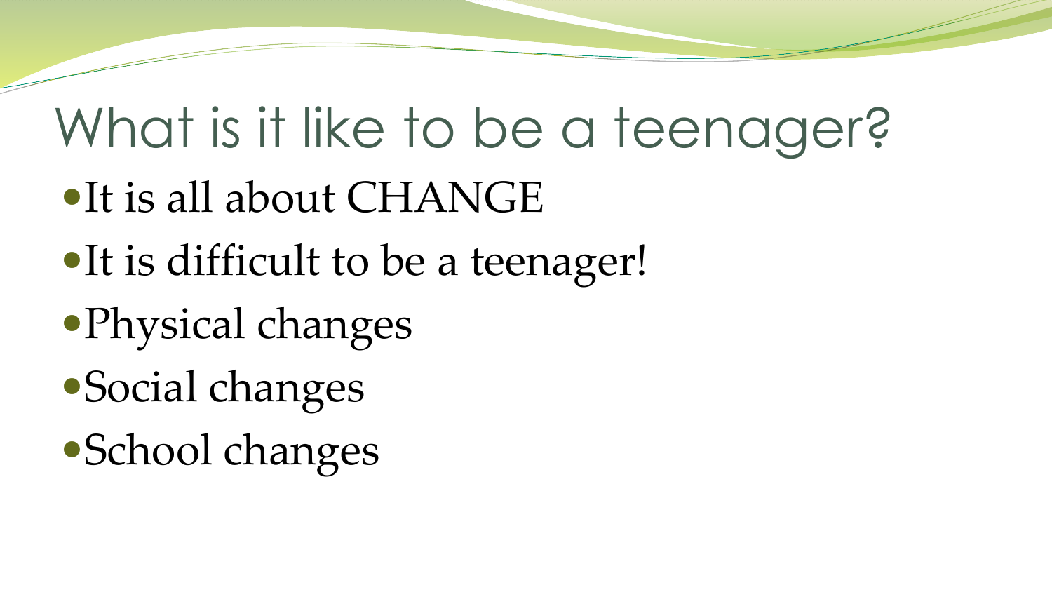# What is it like to be a teenager?

- It is all about CHANGE
- It is difficult to be a teenager!
- Physical changes
- Social changes
- School changes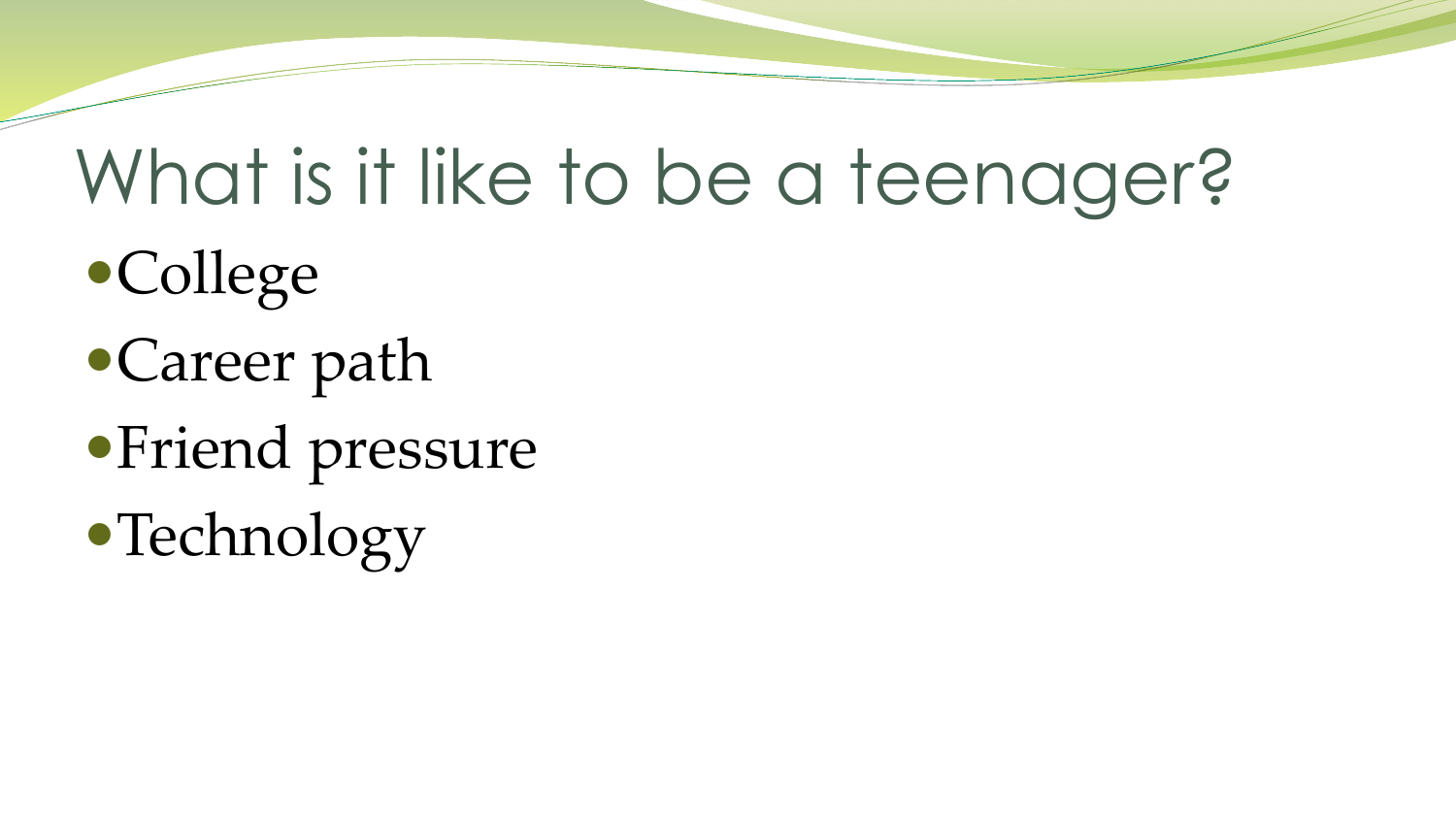# What is it like to be a teenager?

- College
- Career path
- Friend pressure
- Technology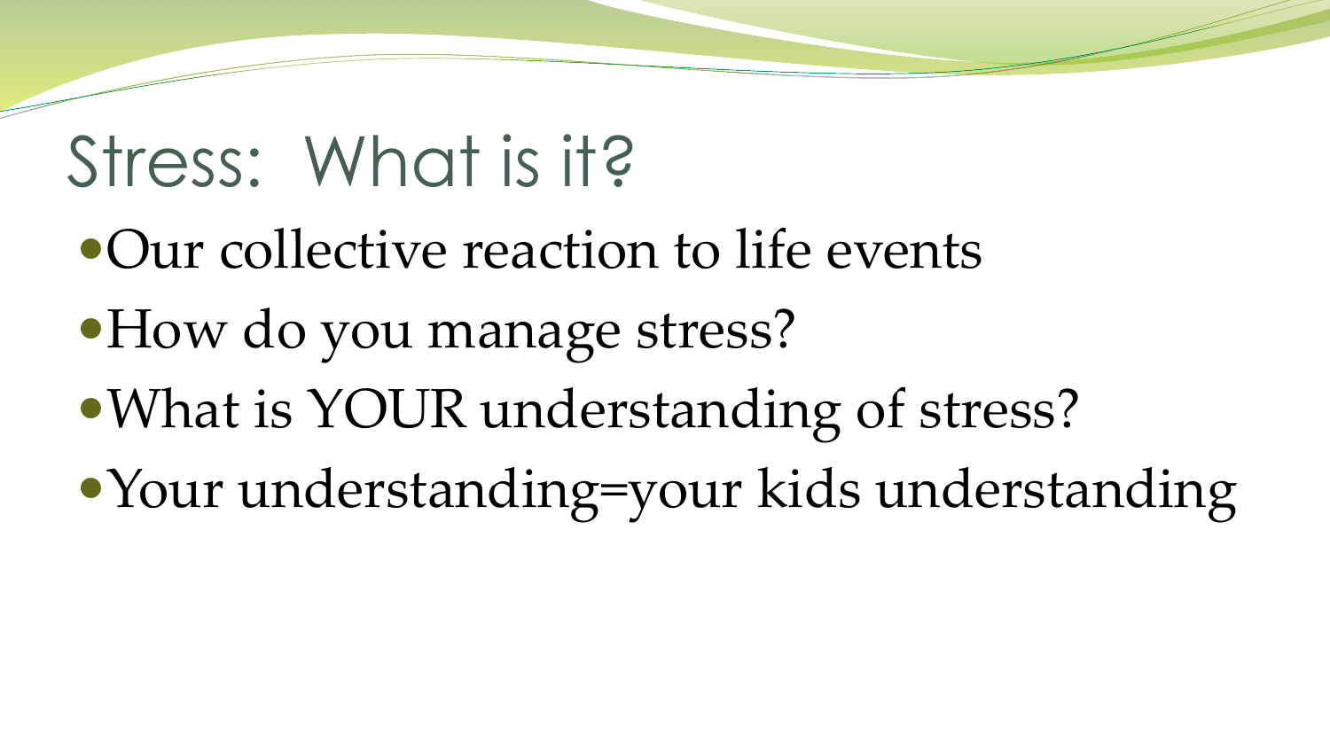# Stress: What is it?

- Our collective reaction to life events
- How do you manage stress?
- What is YOUR understanding of stress?
- Your understanding=your kids understanding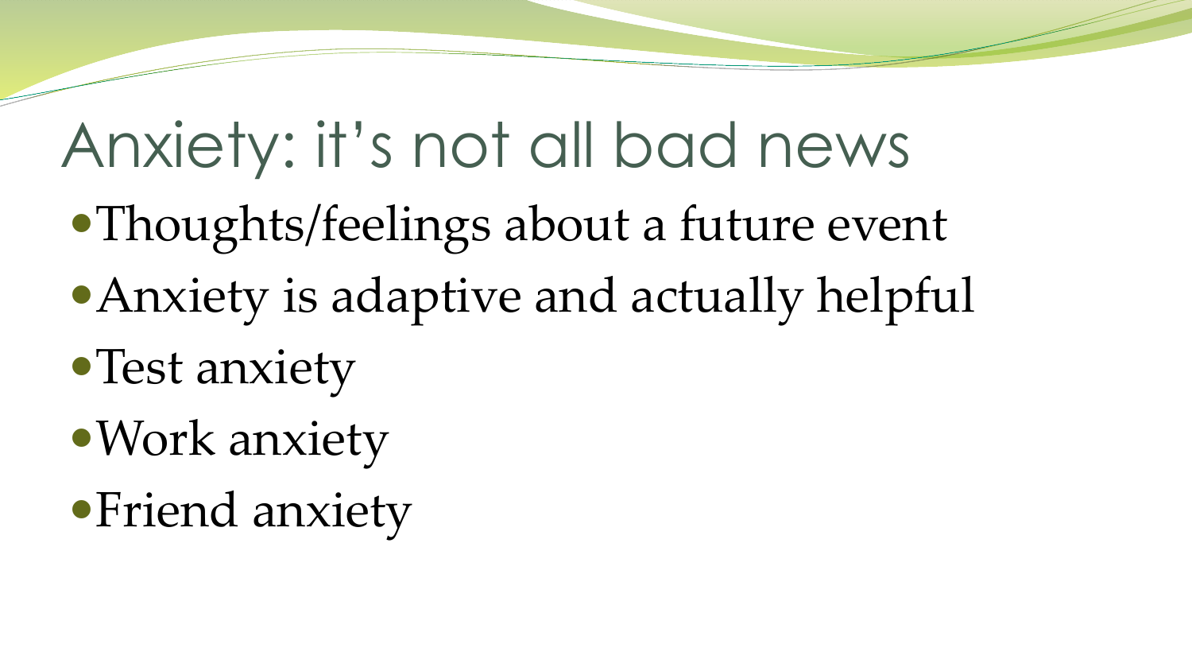# Anxiety: it's not all bad news

- Thoughts/feelings about a future event
- Anxiety is adaptive and actually helpful
- Test anxiety
- Work anxiety
- Friend anxiety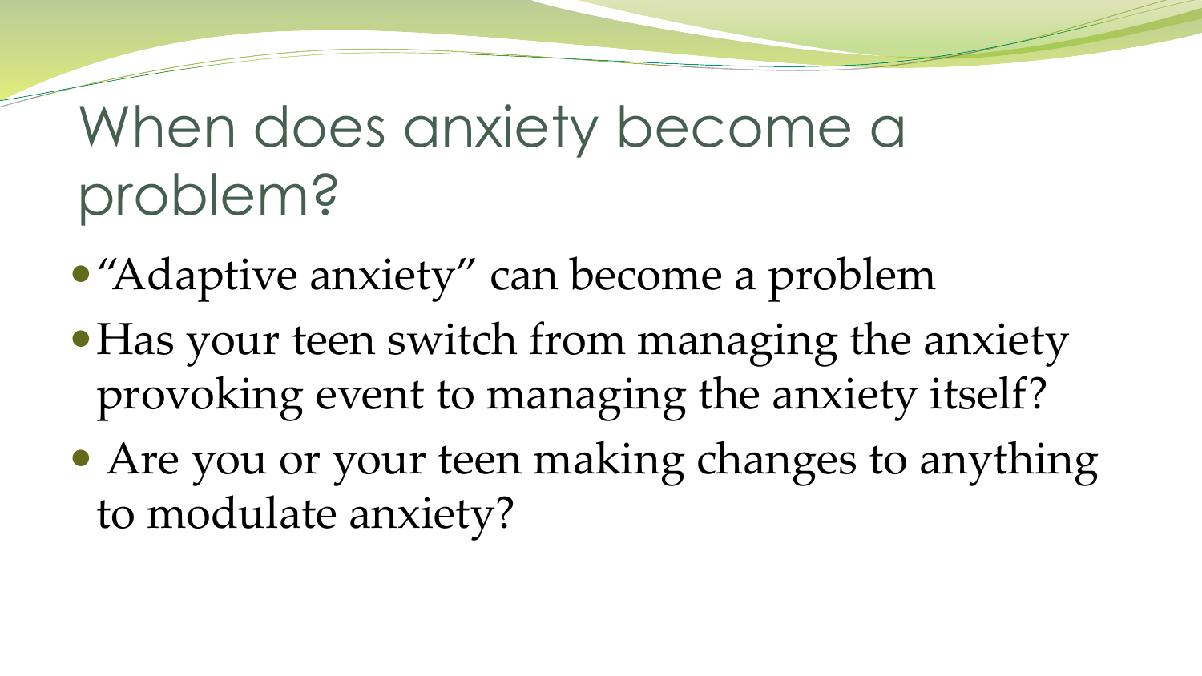# When does anxiety become a problem?

- "Adaptive anxiety" can become a problem
- Has your teen switch from managing the anxiety provoking event to managing the anxiety itself?
- Are you or your teen making changes to anything to modulate anxiety?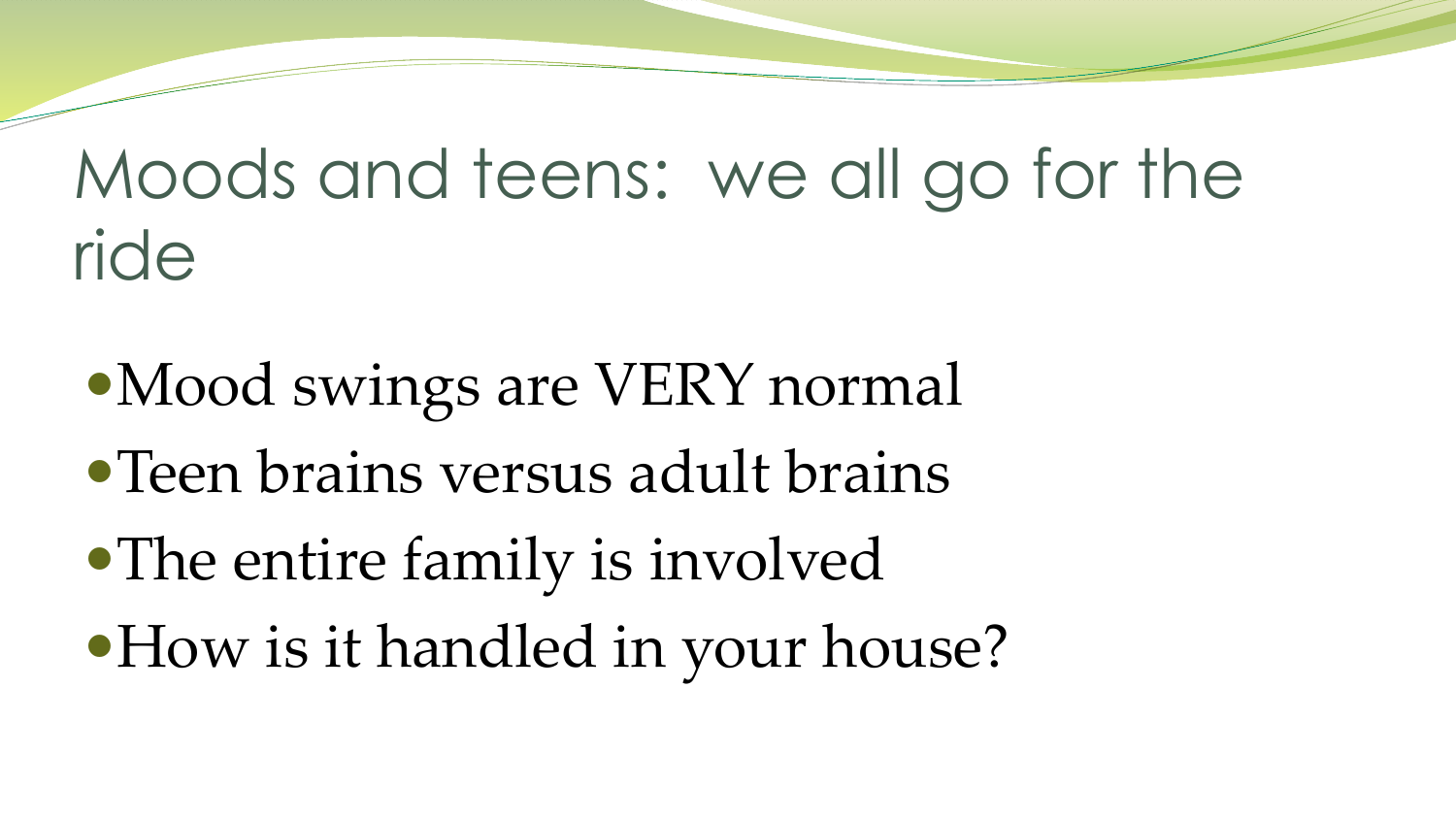# Moods and teens: we all go for the ride

- Mood swings are VERY normal
- Teen brains versus adult brains
- The entire family is involved
- How is it handled in your house?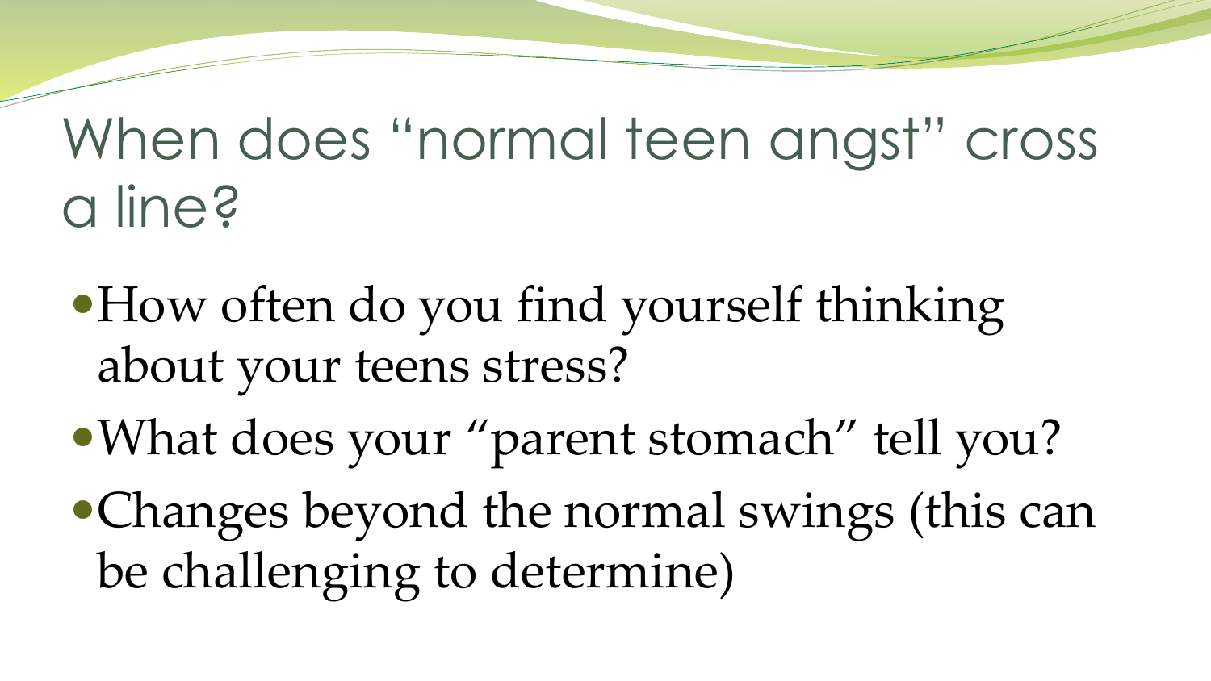# When does "normal teen angst" cross a line?

- How often do you find yourself thinking about your teens stress?
- What does your "parent stomach" tell you?
- Changes beyond the normal swings (this can be challenging to determine)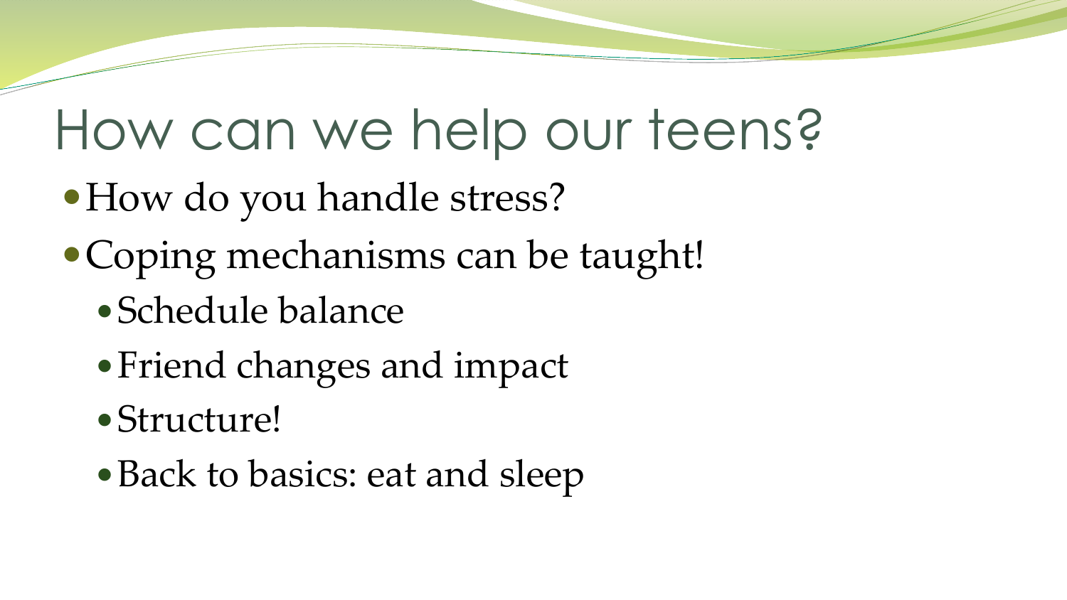# How can we help our teens?

- How do you handle stress?
- Coping mechanisms can be taught!
  - Schedule balance
  - Friend changes and impact
  - Structure!
  - Back to basics: eat and sleep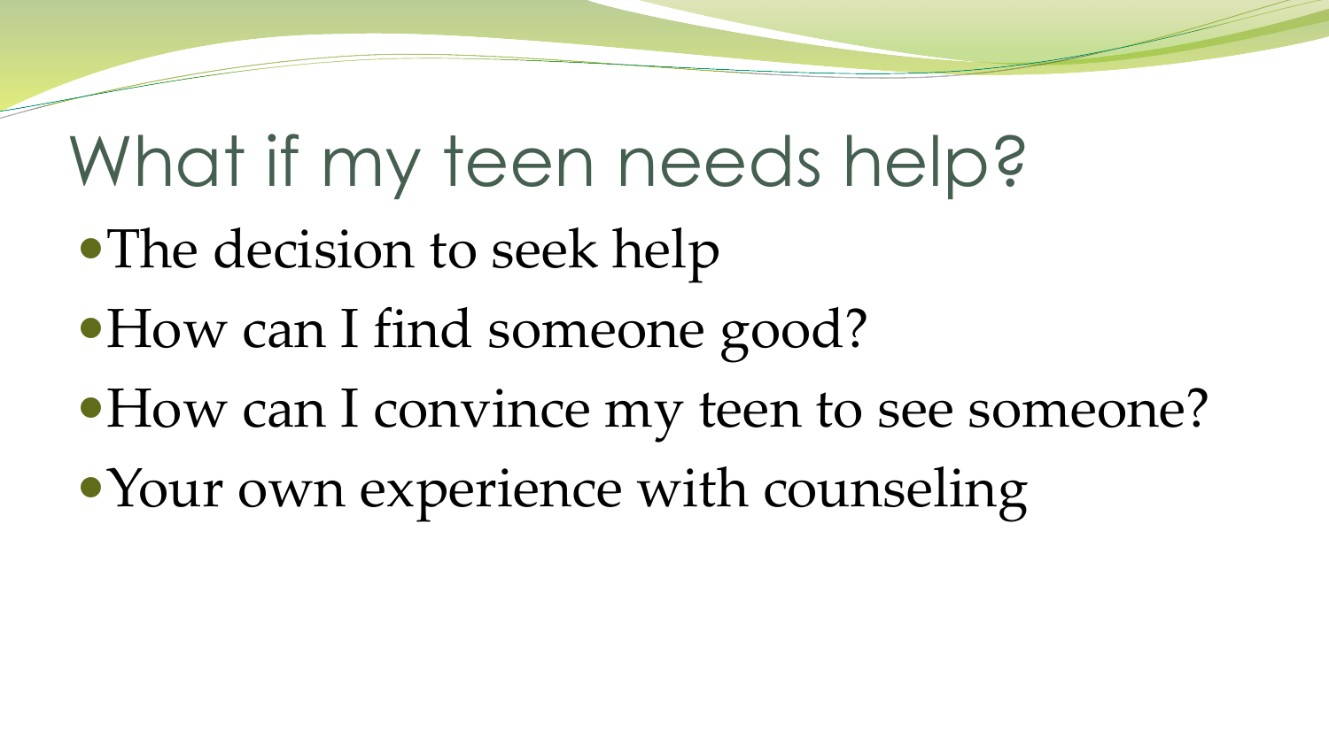# What if my teen needs help?

- The decision to seek help
- How can I find someone good?
- How can I convince my teen to see someone?
- Your own experience with counseling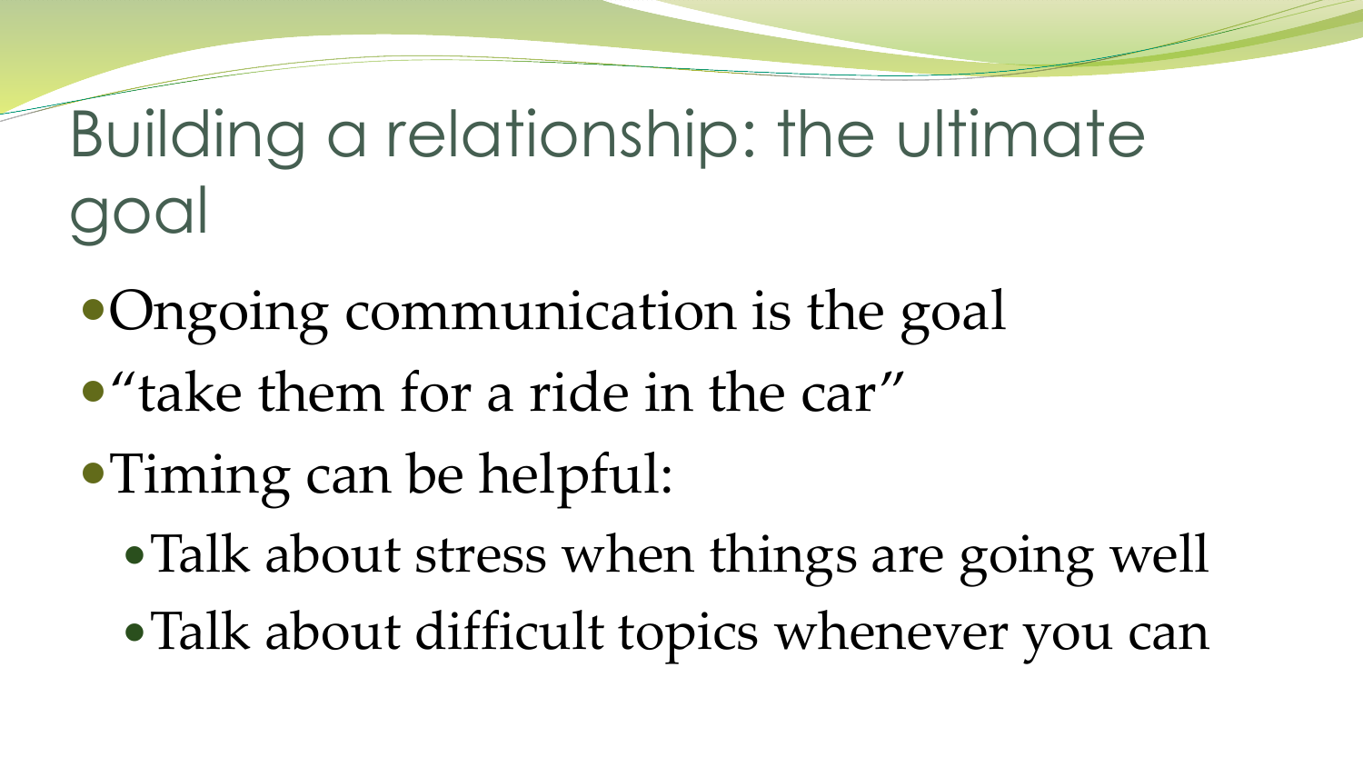# Building a relationship: the ultimate goal

- Ongoing communication is the goal
- "take them for a ride in the car"
- Timing can be helpful:
  - Talk about stress when things are going well
  - Talk about difficult topics whenever you can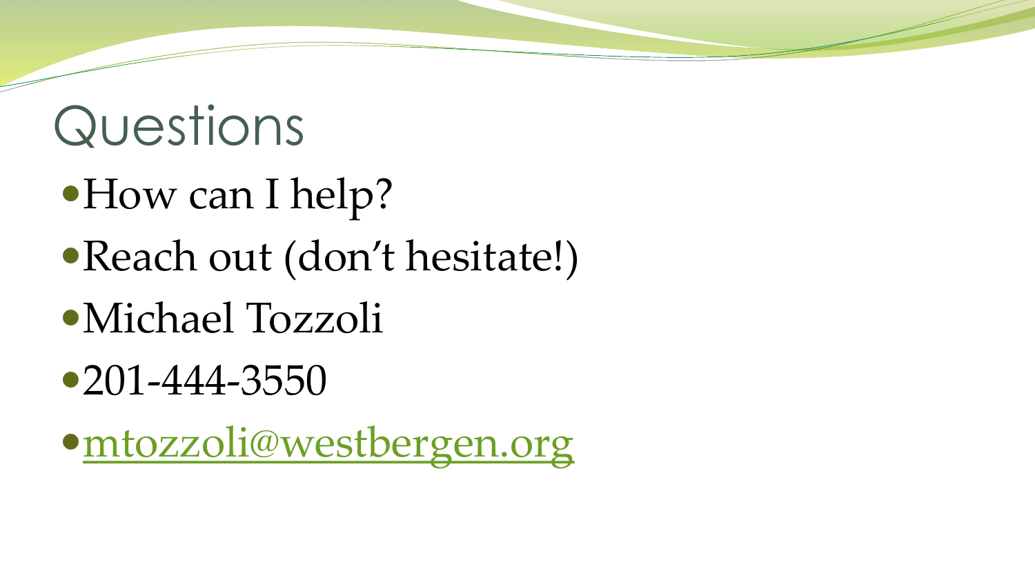# Questions

- How can I help?
- Reach out (don't hesitate!)
- Michael Tozzoli
- 201-444-3550
- mtozzoli@westbergen.org